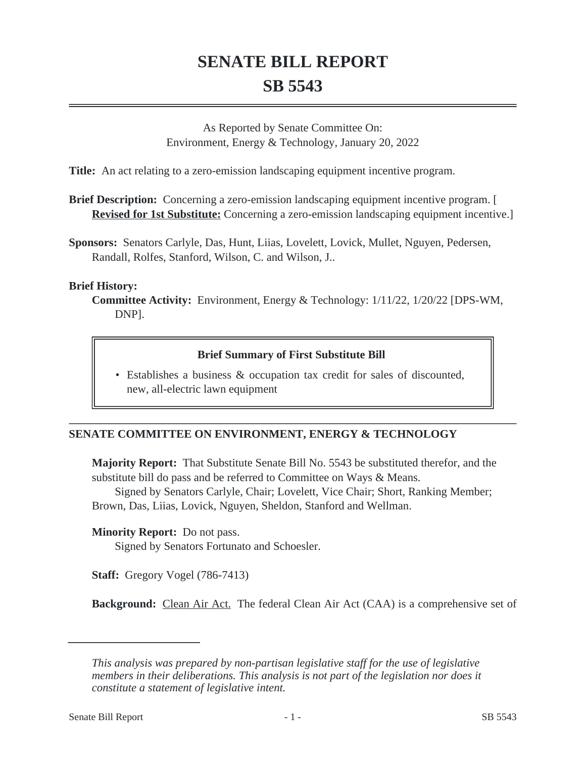# SENATE BILL REPORT

# SB 5543

As Reported by Senate Committee On:
Environment, Energy & Technology, January 20, 2022

**Title:** An act relating to a zero-emission landscaping equipment incentive program.

**Brief Description:** Concerning a zero-emission landscaping equipment incentive program. [ **Revised for 1st Substitute:** Concerning a zero-emission landscaping equipment incentive.]

**Sponsors:** Senators Carlyle, Das, Hunt, Liias, Lovelett, Lovick, Mullet, Nguyen, Pedersen, Randall, Rolfes, Stanford, Wilson, C. and Wilson, J..

**Brief History:**

**Committee Activity:** Environment, Energy & Technology: 1/11/22, 1/20/22 [DPS-WM, DNP].

**Brief Summary of First Substitute Bill**

- Establishes a business & occupation tax credit for sales of discounted, new, all-electric lawn equipment

## SENATE COMMITTEE ON ENVIRONMENT, ENERGY & TECHNOLOGY

**Majority Report:** That Substitute Senate Bill No. 5543 be substituted therefor, and the substitute bill do pass and be referred to Committee on Ways & Means.

Signed by Senators Carlyle, Chair; Lovelett, Vice Chair; Short, Ranking Member; Brown, Das, Liias, Lovick, Nguyen, Sheldon, Stanford and Wellman.

**Minority Report:** Do not pass.

Signed by Senators Fortunato and Schoesler.

**Staff:** Gregory Vogel (786-7413)

**Background:** Clean Air Act. The federal Clean Air Act (CAA) is a comprehensive set of

*This analysis was prepared by non-partisan legislative staff for the use of legislative members in their deliberations. This analysis is not part of the legislation nor does it constitute a statement of legislative intent.*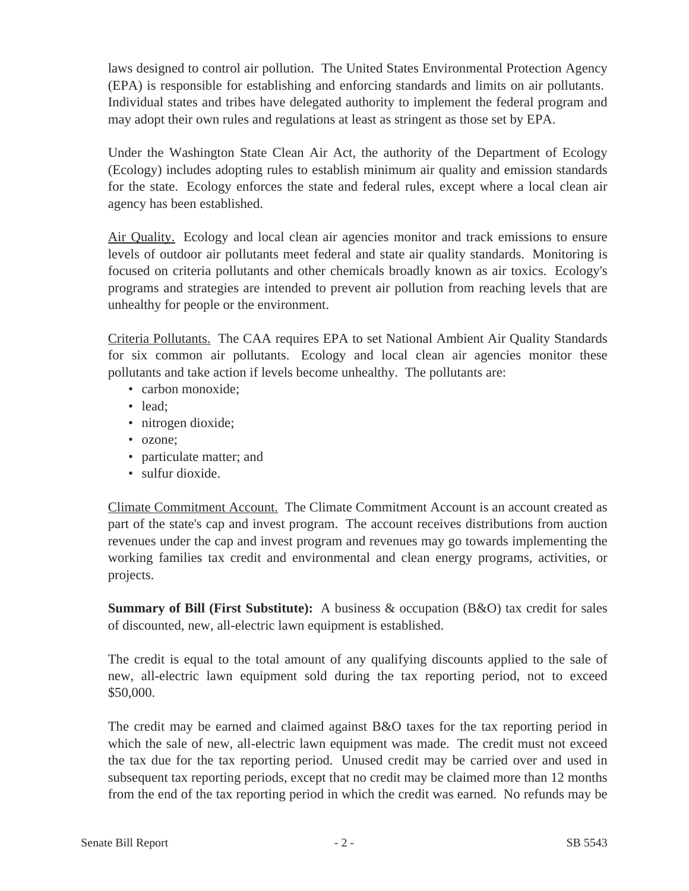laws designed to control air pollution. The United States Environmental Protection Agency (EPA) is responsible for establishing and enforcing standards and limits on air pollutants. Individual states and tribes have delegated authority to implement the federal program and may adopt their own rules and regulations at least as stringent as those set by EPA.

Under the Washington State Clean Air Act, the authority of the Department of Ecology (Ecology) includes adopting rules to establish minimum air quality and emission standards for the state. Ecology enforces the state and federal rules, except where a local clean air agency has been established.

<u>Air Quality.</u> Ecology and local clean air agencies monitor and track emissions to ensure levels of outdoor air pollutants meet federal and state air quality standards. Monitoring is focused on criteria pollutants and other chemicals broadly known as air toxics. Ecology's programs and strategies are intended to prevent air pollution from reaching levels that are unhealthy for people or the environment.

<u>Criteria Pollutants.</u> The CAA requires EPA to set National Ambient Air Quality Standards for six common air pollutants. Ecology and local clean air agencies monitor these pollutants and take action if levels become unhealthy. The pollutants are:

- carbon monoxide;
- lead;
- nitrogen dioxide;
- ozone;
- particulate matter; and
- sulfur dioxide.

<u>Climate Commitment Account.</u> The Climate Commitment Account is an account created as part of the state's cap and invest program. The account receives distributions from auction revenues under the cap and invest program and revenues may go towards implementing the working families tax credit and environmental and clean energy programs, activities, or projects.

**Summary of Bill (First Substitute):** A business & occupation (B&O) tax credit for sales of discounted, new, all-electric lawn equipment is established.

The credit is equal to the total amount of any qualifying discounts applied to the sale of new, all-electric lawn equipment sold during the tax reporting period, not to exceed $50,000.

The credit may be earned and claimed against B&O taxes for the tax reporting period in which the sale of new, all-electric lawn equipment was made. The credit must not exceed the tax due for the tax reporting period. Unused credit may be carried over and used in subsequent tax reporting periods, except that no credit may be claimed more than 12 months from the end of the tax reporting period in which the credit was earned. No refunds may be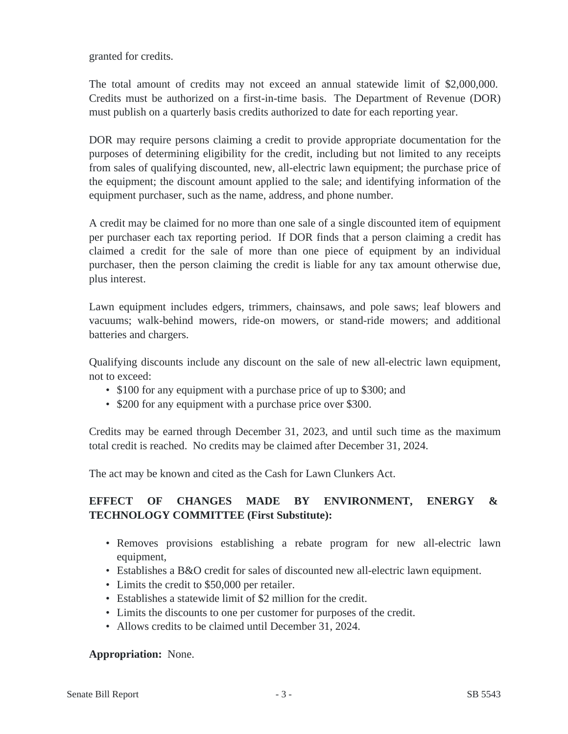granted for credits.

The total amount of credits may not exceed an annual statewide limit of $2,000,000. Credits must be authorized on a first-in-time basis. The Department of Revenue (DOR) must publish on a quarterly basis credits authorized to date for each reporting year.

DOR may require persons claiming a credit to provide appropriate documentation for the purposes of determining eligibility for the credit, including but not limited to any receipts from sales of qualifying discounted, new, all-electric lawn equipment; the purchase price of the equipment; the discount amount applied to the sale; and identifying information of the equipment purchaser, such as the name, address, and phone number.

A credit may be claimed for no more than one sale of a single discounted item of equipment per purchaser each tax reporting period. If DOR finds that a person claiming a credit has claimed a credit for the sale of more than one piece of equipment by an individual purchaser, then the person claiming the credit is liable for any tax amount otherwise due, plus interest.

Lawn equipment includes edgers, trimmers, chainsaws, and pole saws; leaf blowers and vacuums; walk-behind mowers, ride-on mowers, or stand-ride mowers; and additional batteries and chargers.

Qualifying discounts include any discount on the sale of new all-electric lawn equipment, not to exceed:

- $100 for any equipment with a purchase price of up to $300; and
- $200 for any equipment with a purchase price over $300.

Credits may be earned through December 31, 2023, and until such time as the maximum total credit is reached. No credits may be claimed after December 31, 2024.

The act may be known and cited as the Cash for Lawn Clunkers Act.

**EFFECT OF CHANGES MADE BY ENVIRONMENT, ENERGY & TECHNOLOGY COMMITTEE (First Substitute):**

- Removes provisions establishing a rebate program for new all-electric lawn equipment,
- Establishes a B&O credit for sales of discounted new all-electric lawn equipment.
- Limits the credit to $50,000 per retailer.
- Establishes a statewide limit of $2 million for the credit.
- Limits the discounts to one per customer for purposes of the credit.
- Allows credits to be claimed until December 31, 2024.

**Appropriation:** None.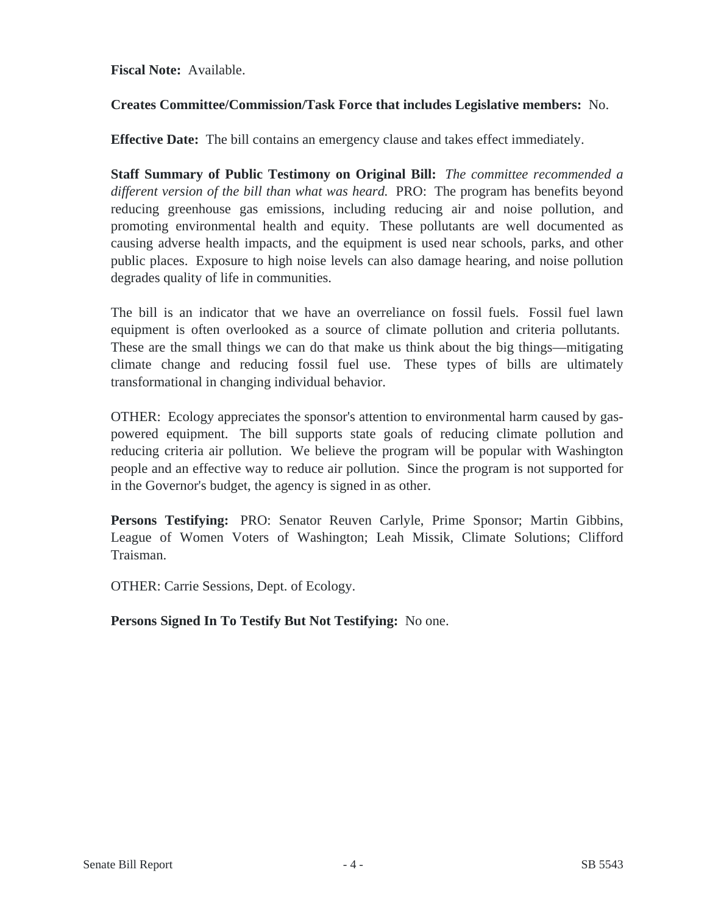**Fiscal Note:** Available.

**Creates Committee/Commission/Task Force that includes Legislative members:** No.

**Effective Date:** The bill contains an emergency clause and takes effect immediately.

**Staff Summary of Public Testimony on Original Bill:** *The committee recommended a different version of the bill than what was heard.* PRO: The program has benefits beyond reducing greenhouse gas emissions, including reducing air and noise pollution, and promoting environmental health and equity. These pollutants are well documented as causing adverse health impacts, and the equipment is used near schools, parks, and other public places. Exposure to high noise levels can also damage hearing, and noise pollution degrades quality of life in communities.

The bill is an indicator that we have an overreliance on fossil fuels. Fossil fuel lawn equipment is often overlooked as a source of climate pollution and criteria pollutants. These are the small things we can do that make us think about the big things—mitigating climate change and reducing fossil fuel use. These types of bills are ultimately transformational in changing individual behavior.

OTHER: Ecology appreciates the sponsor's attention to environmental harm caused by gas-powered equipment. The bill supports state goals of reducing climate pollution and reducing criteria air pollution. We believe the program will be popular with Washington people and an effective way to reduce air pollution. Since the program is not supported for in the Governor's budget, the agency is signed in as other.

**Persons Testifying:** PRO: Senator Reuven Carlyle, Prime Sponsor; Martin Gibbins, League of Women Voters of Washington; Leah Missik, Climate Solutions; Clifford Traisman.

OTHER: Carrie Sessions, Dept. of Ecology.

**Persons Signed In To Testify But Not Testifying:** No one.